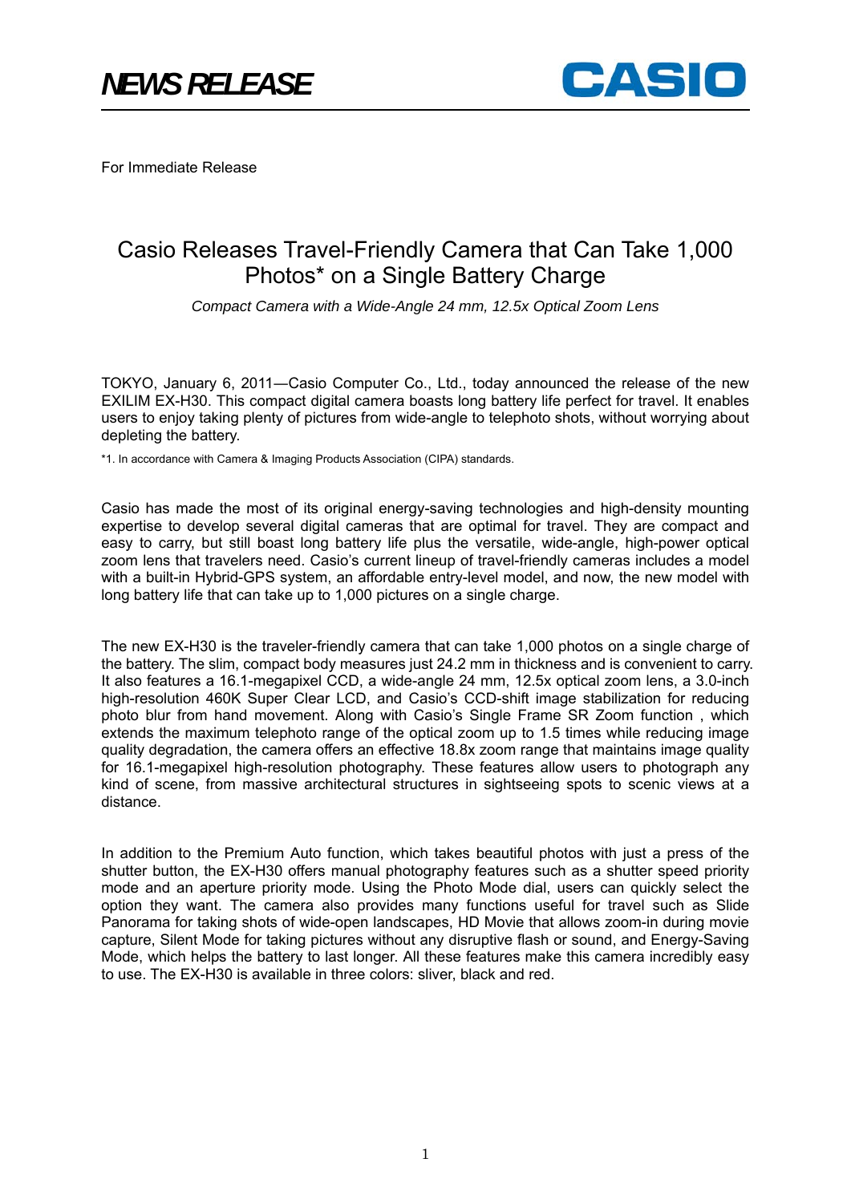# NEWS RELEASE

CASIO

For Immediate Release

## Casio Releases Travel-Friendly Camera that Can Take 1,000 Photos* on a Single Battery Charge

*Compact Camera with a Wide-Angle 24 mm, 12.5x Optical Zoom Lens*

TOKYO, January 6, 2011—Casio Computer Co., Ltd., today announced the release of the new EXILIM EX-H30. This compact digital camera boasts long battery life perfect for travel. It enables users to enjoy taking plenty of pictures from wide-angle to telephoto shots, without worrying about depleting the battery.

*1. In accordance with Camera & Imaging Products Association (CIPA) standards.

Casio has made the most of its original energy-saving technologies and high-density mounting expertise to develop several digital cameras that are optimal for travel. They are compact and easy to carry, but still boast long battery life plus the versatile, wide-angle, high-power optical zoom lens that travelers need. Casio's current lineup of travel-friendly cameras includes a model with a built-in Hybrid-GPS system, an affordable entry-level model, and now, the new model with long battery life that can take up to 1,000 pictures on a single charge.

The new EX-H30 is the traveler-friendly camera that can take 1,000 photos on a single charge of the battery. The slim, compact body measures just 24.2 mm in thickness and is convenient to carry. It also features a 16.1-megapixel CCD, a wide-angle 24 mm, 12.5x optical zoom lens, a 3.0-inch high-resolution 460K Super Clear LCD, and Casio's CCD-shift image stabilization for reducing photo blur from hand movement. Along with Casio's Single Frame SR Zoom function , which extends the maximum telephoto range of the optical zoom up to 1.5 times while reducing image quality degradation, the camera offers an effective 18.8x zoom range that maintains image quality for 16.1-megapixel high-resolution photography. These features allow users to photograph any kind of scene, from massive architectural structures in sightseeing spots to scenic views at a distance.

In addition to the Premium Auto function, which takes beautiful photos with just a press of the shutter button, the EX-H30 offers manual photography features such as a shutter speed priority mode and an aperture priority mode. Using the Photo Mode dial, users can quickly select the option they want. The camera also provides many functions useful for travel such as Slide Panorama for taking shots of wide-open landscapes, HD Movie that allows zoom-in during movie capture, Silent Mode for taking pictures without any disruptive flash or sound, and Energy-Saving Mode, which helps the battery to last longer. All these features make this camera incredibly easy to use. The EX-H30 is available in three colors: sliver, black and red.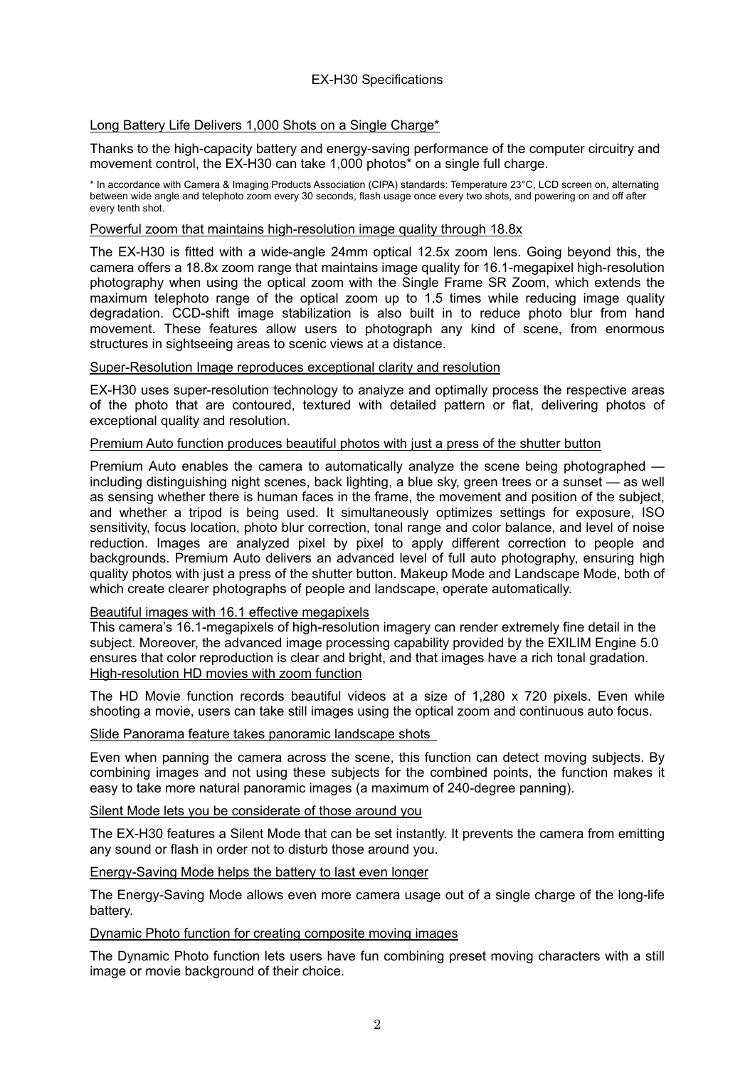# EX-H30 Specifications

## Long Battery Life Delivers 1,000 Shots on a Single Charge*

Thanks to the high-capacity battery and energy-saving performance of the computer circuitry and movement control, the EX-H30 can take 1,000 photos* on a single full charge.

* In accordance with Camera & Imaging Products Association (CIPA) standards: Temperature 23°C, LCD screen on, alternating between wide angle and telephoto zoom every 30 seconds, flash usage once every two shots, and powering on and off after every tenth shot.

## Powerful zoom that maintains high-resolution image quality through 18.8x

The EX-H30 is fitted with a wide-angle 24mm optical 12.5x zoom lens. Going beyond this, the camera offers a 18.8x zoom range that maintains image quality for 16.1-megapixel high-resolution photography when using the optical zoom with the Single Frame SR Zoom, which extends the maximum telephoto range of the optical zoom up to 1.5 times while reducing image quality degradation. CCD-shift image stabilization is also built in to reduce photo blur from hand movement. These features allow users to photograph any kind of scene, from enormous structures in sightseeing areas to scenic views at a distance.

## Super-Resolution Image reproduces exceptional clarity and resolution

EX-H30 uses super-resolution technology to analyze and optimally process the respective areas of the photo that are contoured, textured with detailed pattern or flat, delivering photos of exceptional quality and resolution.

## Premium Auto function produces beautiful photos with just a press of the shutter button

Premium Auto enables the camera to automatically analyze the scene being photographed — including distinguishing night scenes, back lighting, a blue sky, green trees or a sunset — as well as sensing whether there is human faces in the frame, the movement and position of the subject, and whether a tripod is being used. It simultaneously optimizes settings for exposure, ISO sensitivity, focus location, photo blur correction, tonal range and color balance, and level of noise reduction. Images are analyzed pixel by pixel to apply different correction to people and backgrounds. Premium Auto delivers an advanced level of full auto photography, ensuring high quality photos with just a press of the shutter button. Makeup Mode and Landscape Mode, both of which create clearer photographs of people and landscape, operate automatically.

## Beautiful images with 16.1 effective megapixels

This camera's 16.1-megapixels of high-resolution imagery can render extremely fine detail in the subject. Moreover, the advanced image processing capability provided by the EXILIM Engine 5.0 ensures that color reproduction is clear and bright, and that images have a rich tonal gradation.

## High-resolution HD movies with zoom function

The HD Movie function records beautiful videos at a size of 1,280 x 720 pixels. Even while shooting a movie, users can take still images using the optical zoom and continuous auto focus.

## Slide Panorama feature takes panoramic landscape shots

Even when panning the camera across the scene, this function can detect moving subjects. By combining images and not using these subjects for the combined points, the function makes it easy to take more natural panoramic images (a maximum of 240-degree panning).

## Silent Mode lets you be considerate of those around you

The EX-H30 features a Silent Mode that can be set instantly. It prevents the camera from emitting any sound or flash in order not to disturb those around you.

## Energy-Saving Mode helps the battery to last even longer

The Energy-Saving Mode allows even more camera usage out of a single charge of the long-life battery.

## Dynamic Photo function for creating composite moving images

The Dynamic Photo function lets users have fun combining preset moving characters with a still image or movie background of their choice.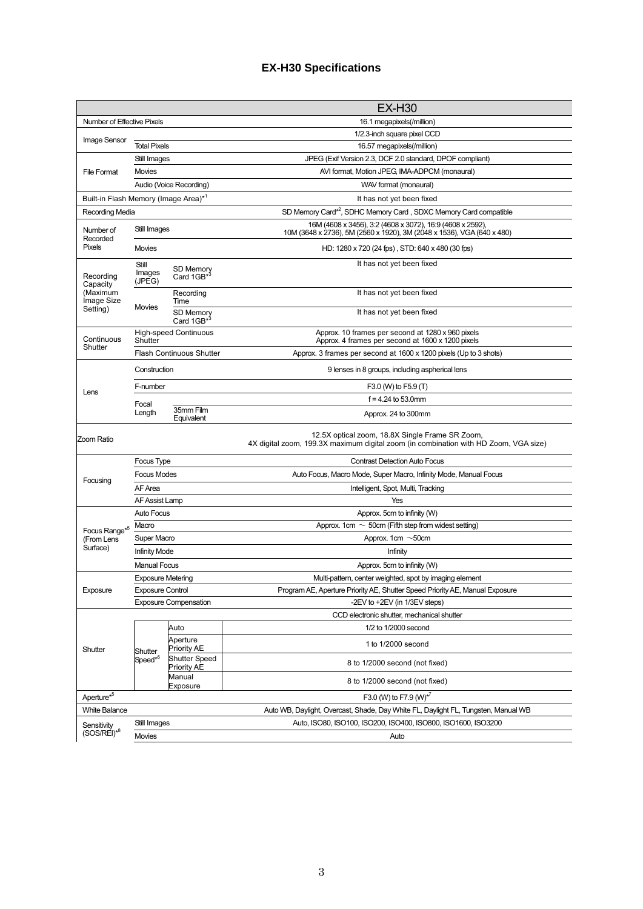# EX-H30 Specifications

| | | | EX-H30 |
|---|---|---|---|
| Number of Effective Pixels | | | 16.1 megapixels(/million) |
| Image Sensor | | | 1/2.3-inch square pixel CCD |
| | Total Pixels | | 16.57 megapixels(/million) |
| File Format | Still Images | | JPEG (Exif Version 2.3, DCF 2.0 standard, DPOF compliant) |
| | Movies | | AVI format, Motion JPEG, IMA-ADPCM (monaural) |
| | Audio (Voice Recording) | | WAV format (monaural) |
| Built-in Flash Memory (Image Area)*[1] | | | It has not yet been fixed |
| Recording Media | | | SD Memory Card*[2], SDHC Memory Card , SDXC Memory Card compatible |
| Number of Recorded Pixels | Still Images | | 16M (4608 x 3456), 3:2 (4608 x 3072), 16:9 (4608 x 2592), 10M (3648 x 2736), 5M (2560 x 1920), 3M (2048 x 1536), VGA (640 x 480) |
| | Movies | | HD: 1280 x 720 (24 fps) , STD: 640 x 480 (30 fps) |
| Recording Capacity (Maximum Image Size Setting) | Still Images (JPEG) | SD Memory Card 1GB*[3] | It has not yet been fixed |
| | Movies | Recording Time | It has not yet been fixed |
| | | SD Memory Card 1GB*[3] | It has not yet been fixed |
| Continuous Shutter | High-speed Continuous Shutter | | Approx. 10 frames per second at 1280 x 960 pixels Approx. 4 frames per second at 1600 x 1200 pixels |
| | Flash Continuous Shutter | | Approx. 3 frames per second at 1600 x 1200 pixels (Up to 3 shots) |
| Lens | Construction | | 9 lenses in 8 groups, including aspherical lens |
| | F-number | | F3.0 (W) to F5.9 (T) |
| | Focal Length | | f = 4.24 to 53.0mm |
| | | 35mm Film Equivalent | Approx. 24 to 300mm |
| Zoom Ratio | | | 12.5X optical zoom, 18.8X Single Frame SR Zoom, 4X digital zoom, 199.3X maximum digital zoom (in combination with HD Zoom, VGA size) |
| Focusing | Focus Type | | Contrast Detection Auto Focus |
| | Focus Modes | | Auto Focus, Macro Mode, Super Macro, Infinity Mode, Manual Focus |
| | AF Area | | Intelligent, Spot, Multi, Tracking |
| | AF Assist Lamp | | Yes |
| Focus Range*[5] (From Lens Surface) | Auto Focus | | Approx. 5cm to infinity (W) |
| | Macro | | Approx. 1cm ～ 50cm (Fifth step from widest setting) |
| | Super Macro | | Approx. 1cm ～50cm |
| | Infinity Mode | | Infinity |
| | Manual Focus | | Approx. 5cm to infinity (W) |
| Exposure | Exposure Metering | | Multi-pattern, center weighted, spot by imaging element |
| | Exposure Control | | Program AE, Aperture Priority AE, Shutter Speed Priority AE, Manual Exposure |
| | Exposure Compensation | | -2EV to +2EV (in 1/3EV steps) |
| Shutter | | | CCD electronic shutter, mechanical shutter |
| | Shutter Speed*[6] | Auto | 1/2 to 1/2000 second |
| | | Aperture Priority AE | 1 to 1/2000 second |
| | | Shutter Speed Priority AE | 8 to 1/2000 second (not fixed) |
| | | Manual Exposure | 8 to 1/2000 second (not fixed) |
| Aperture*[5] | | | F3.0 (W) to F7.9 (W)*[7] |
| White Balance | | | Auto WB, Daylight, Overcast, Shade, Day White FL, Daylight FL, Tungsten, Manual WB |
| Sensitivity (SOS/REI)*[8] | Still Images | | Auto, ISO80, ISO100, ISO200, ISO400, ISO800, ISO1600, ISO3200 |
| | Movies | | Auto |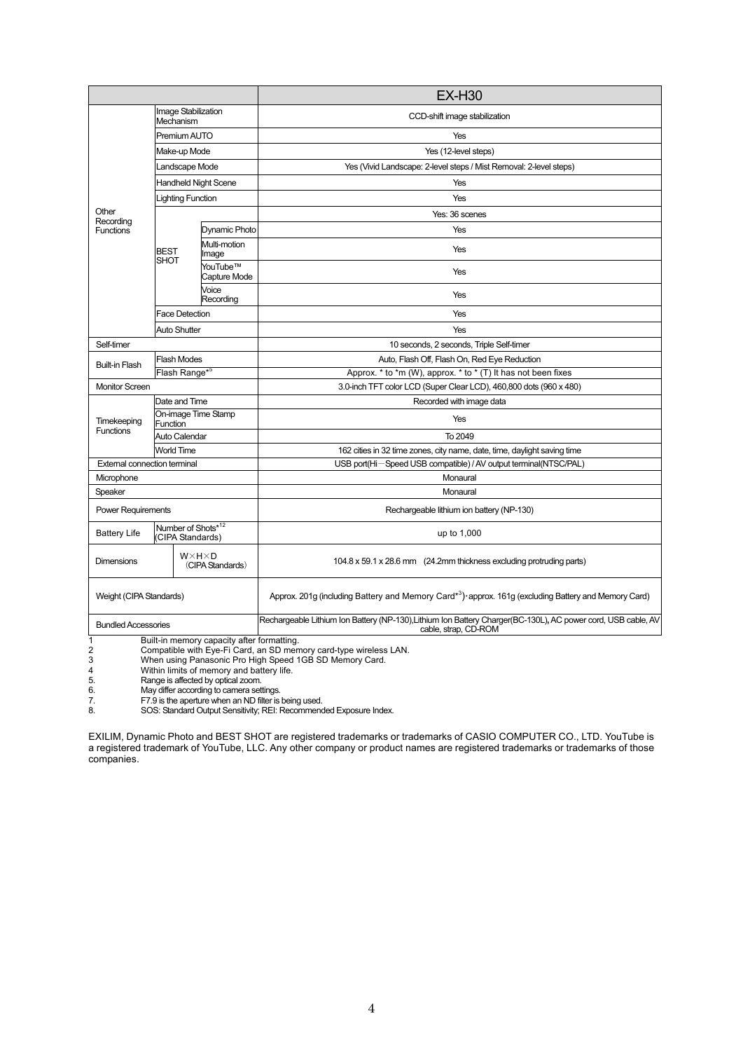| | | | EX-H30 |
|---|---|---|---|
| Other Recording Functions | Image Stabilization Mechanism | | CCD-shift image stabilization |
| | Premium AUTO | | Yes |
| | Make-up Mode | | Yes (12-level steps) |
| | Landscape Mode | | Yes (Vivid Landscape: 2-level steps / Mist Removal: 2-level steps) |
| | Handheld Night Scene | | Yes |
| | Lighting Function | | Yes |
| | BEST SHOT | | Yes: 36 scenes |
| | | Dynamic Photo | Yes |
| | | Multi-motion Image | Yes |
| | | YouTube™ Capture Mode | Yes |
| | | Voice Recording | Yes |
| | Face Detection | | Yes |
| | Auto Shutter | | Yes |
| Self-timer | | | 10 seconds, 2 seconds, Triple Self-timer |
| Built-in Flash | Flash Modes | | Auto, Flash Off, Flash On, Red Eye Reduction |
| | Flash Range*5 | | Approx. * to *m (W), approx. * to * (T) It has not been fixes |
| Monitor Screen | | | 3.0-inch TFT color LCD (Super Clear LCD), 460,800 dots (960 x 480) |
| Timekeeping Functions | Date and Time | | Recorded with image data |
| | On-image Time Stamp Function | | Yes |
| | Auto Calendar | | To 2049 |
| | World Time | | 162 cities in 32 time zones, city name, date, time, daylight saving time |
| External connection terminal | | | USB port(Hi—Speed USB compatible) / AV output terminal(NTSC/PAL) |
| Microphone | | | Monaural |
| Speaker | | | Monaural |
| Power Requirements | | | Rechargeable lithium ion battery (NP-130) |
| Battery Life | Number of Shots*12 (CIPA Standards) | | up to 1,000 |
| Dimensions | W×H×D (CIPA Standards) | | 104.8 x 59.1 x 28.6 mm (24.2mm thickness excluding protruding parts) |
| Weight (CIPA Standards) | | | Approx. 201g (including Battery and Memory Card*3)･approx. 161g (excluding Battery and Memory Card) |
| Bundled Accessories | | | Rechargeable Lithium Ion Battery (NP-130),Lithium Ion Battery Charger(BC-130L), AC power cord, USB cable, AV cable, strap, CD-ROM |

1 Built-in memory capacity after formatting.
2 Compatible with Eye-Fi Card, an SD memory card-type wireless LAN.
3 When using Panasonic Pro High Speed 1GB SD Memory Card.
4 Within limits of memory and battery life.
5. Range is affected by optical zoom.
6. May differ according to camera settings.
7. F7.9 is the aperture when an ND filter is being used.
8. SOS: Standard Output Sensitivity; REI: Recommended Exposure Index.

EXILIM, Dynamic Photo and BEST SHOT are registered trademarks or trademarks of CASIO COMPUTER CO., LTD. YouTube is a registered trademark of YouTube, LLC. Any other company or product names are registered trademarks or trademarks of those companies.